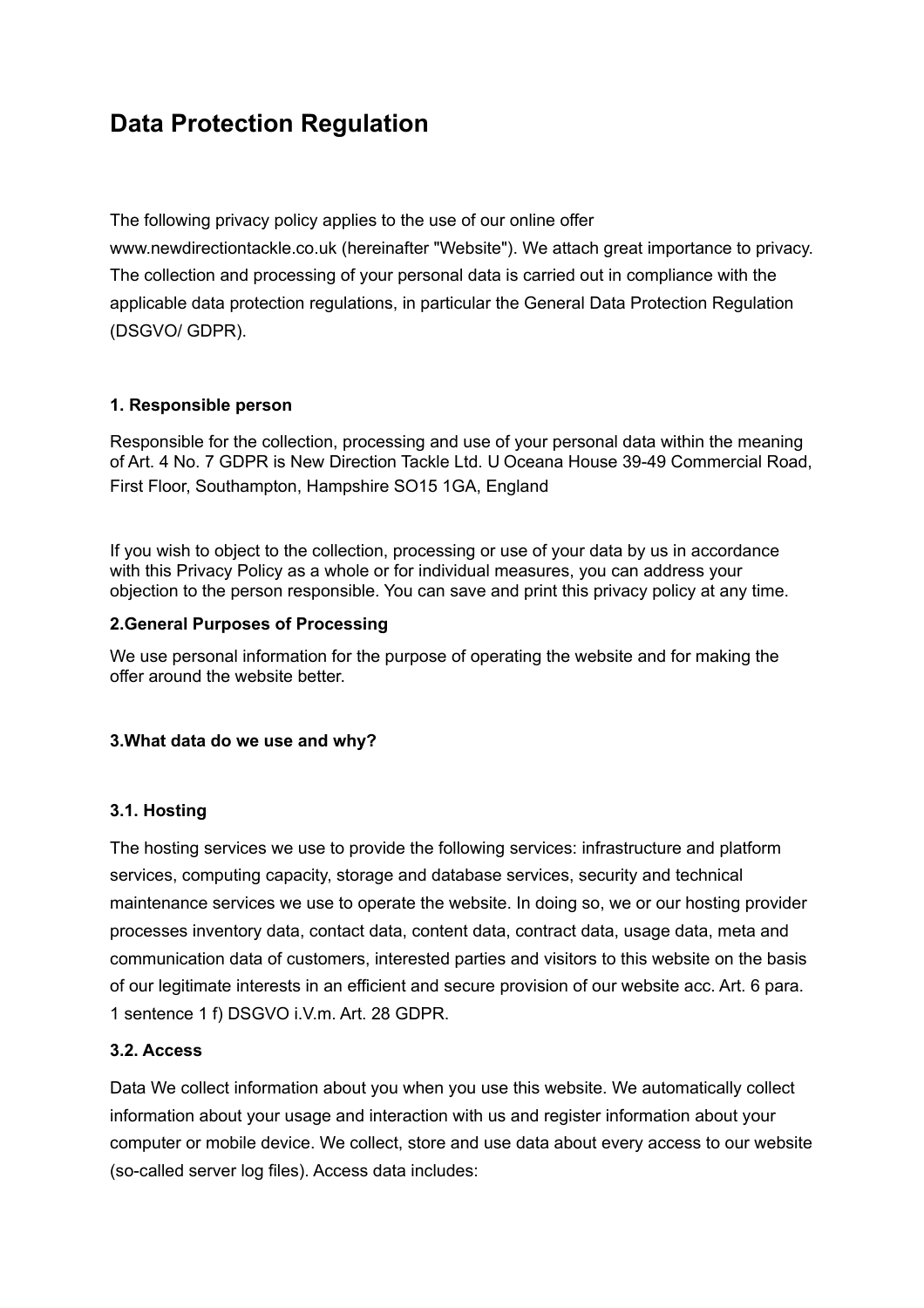# Data Protection Regulation

The following privacy policy applies to the use of our online offer www.newdirectiontackle.co.uk (hereinafter "Website"). We attach great importance to privacy. The collection and processing of your personal data is carried out in compliance with the applicable data protection regulations, in particular the General Data Protection Regulation (DSGVO/ GDPR).

### 1. Responsible person

Responsible for the collection, processing and use of your personal data within the meaning of Art. 4 No. 7 GDPR is New Direction Tackle Ltd. U Oceana House 39-49 Commercial Road, First Floor, Southampton, Hampshire SO15 1GA, England

If you wish to object to the collection, processing or use of your data by us in accordance with this Privacy Policy as a whole or for individual measures, you can address your objection to the person responsible. You can save and print this privacy policy at any time.

### 2.General Purposes of Processing

We use personal information for the purpose of operating the website and for making the offer around the website better.

### 3.What data do we use and why?

#### 3.1. Hosting

The hosting services we use to provide the following services: infrastructure and platform services, computing capacity, storage and database services, security and technical maintenance services we use to operate the website. In doing so, we or our hosting provider processes inventory data, contact data, content data, contract data, usage data, meta and communication data of customers, interested parties and visitors to this website on the basis of our legitimate interests in an efficient and secure provision of our website acc. Art. 6 para. 1 sentence 1 f) DSGVO i.V.m. Art. 28 GDPR.

#### 3.2. Access

Data We collect information about you when you use this website. We automatically collect information about your usage and interaction with us and register information about your computer or mobile device. We collect, store and use data about every access to our website (so-called server log files). Access data includes: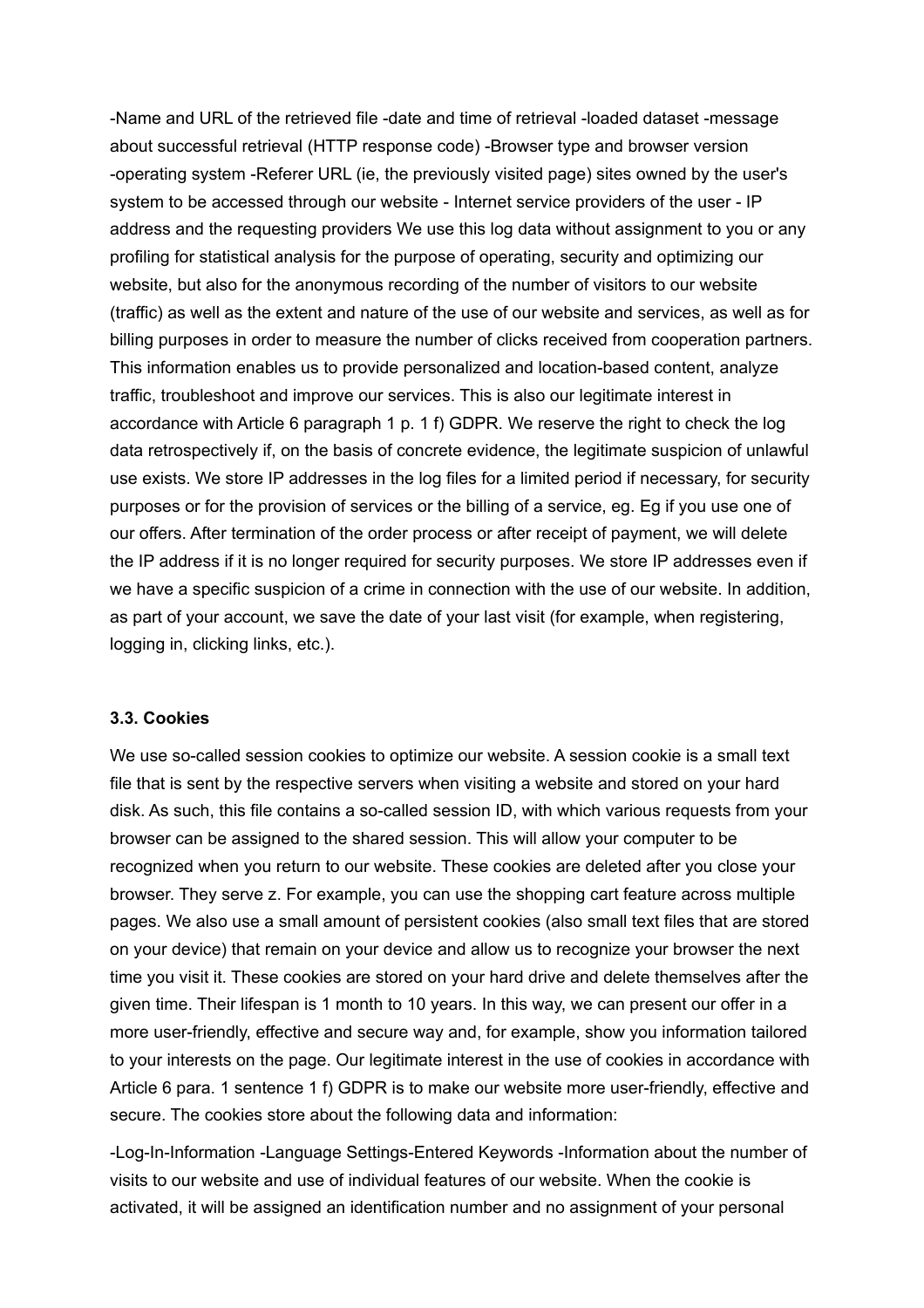-Name and URL of the retrieved file -date and time of retrieval -loaded dataset -message about successful retrieval (HTTP response code) -Browser type and browser version -operating system -Referer URL (ie, the previously visited page) sites owned by the user's system to be accessed through our website - Internet service providers of the user - IP address and the requesting providers We use this log data without assignment to you or any profiling for statistical analysis for the purpose of operating, security and optimizing our website, but also for the anonymous recording of the number of visitors to our website (traffic) as well as the extent and nature of the use of our website and services, as well as for billing purposes in order to measure the number of clicks received from cooperation partners. This information enables us to provide personalized and location-based content, analyze traffic, troubleshoot and improve our services. This is also our legitimate interest in accordance with Article 6 paragraph 1 p. 1 f) GDPR. We reserve the right to check the log data retrospectively if, on the basis of concrete evidence, the legitimate suspicion of unlawful use exists. We store IP addresses in the log files for a limited period if necessary, for security purposes or for the provision of services or the billing of a service, eg. Eg if you use one of our offers. After termination of the order process or after receipt of payment, we will delete the IP address if it is no longer required for security purposes. We store IP addresses even if we have a specific suspicion of a crime in connection with the use of our website. In addition, as part of your account, we save the date of your last visit (for example, when registering, logging in, clicking links, etc.).

### 3.3. Cookies

We use so-called session cookies to optimize our website. A session cookie is a small text file that is sent by the respective servers when visiting a website and stored on your hard disk. As such, this file contains a so-called session ID, with which various requests from your browser can be assigned to the shared session. This will allow your computer to be recognized when you return to our website. These cookies are deleted after you close your browser. They serve z. For example, you can use the shopping cart feature across multiple pages. We also use a small amount of persistent cookies (also small text files that are stored on your device) that remain on your device and allow us to recognize your browser the next time you visit it. These cookies are stored on your hard drive and delete themselves after the given time. Their lifespan is 1 month to 10 years. In this way, we can present our offer in a more user-friendly, effective and secure way and, for example, show you information tailored to your interests on the page. Our legitimate interest in the use of cookies in accordance with Article 6 para. 1 sentence 1 f) GDPR is to make our website more user-friendly, effective and secure. The cookies store about the following data and information:

-Log-In-Information -Language Settings-Entered Keywords -Information about the number of visits to our website and use of individual features of our website. When the cookie is activated, it will be assigned an identification number and no assignment of your personal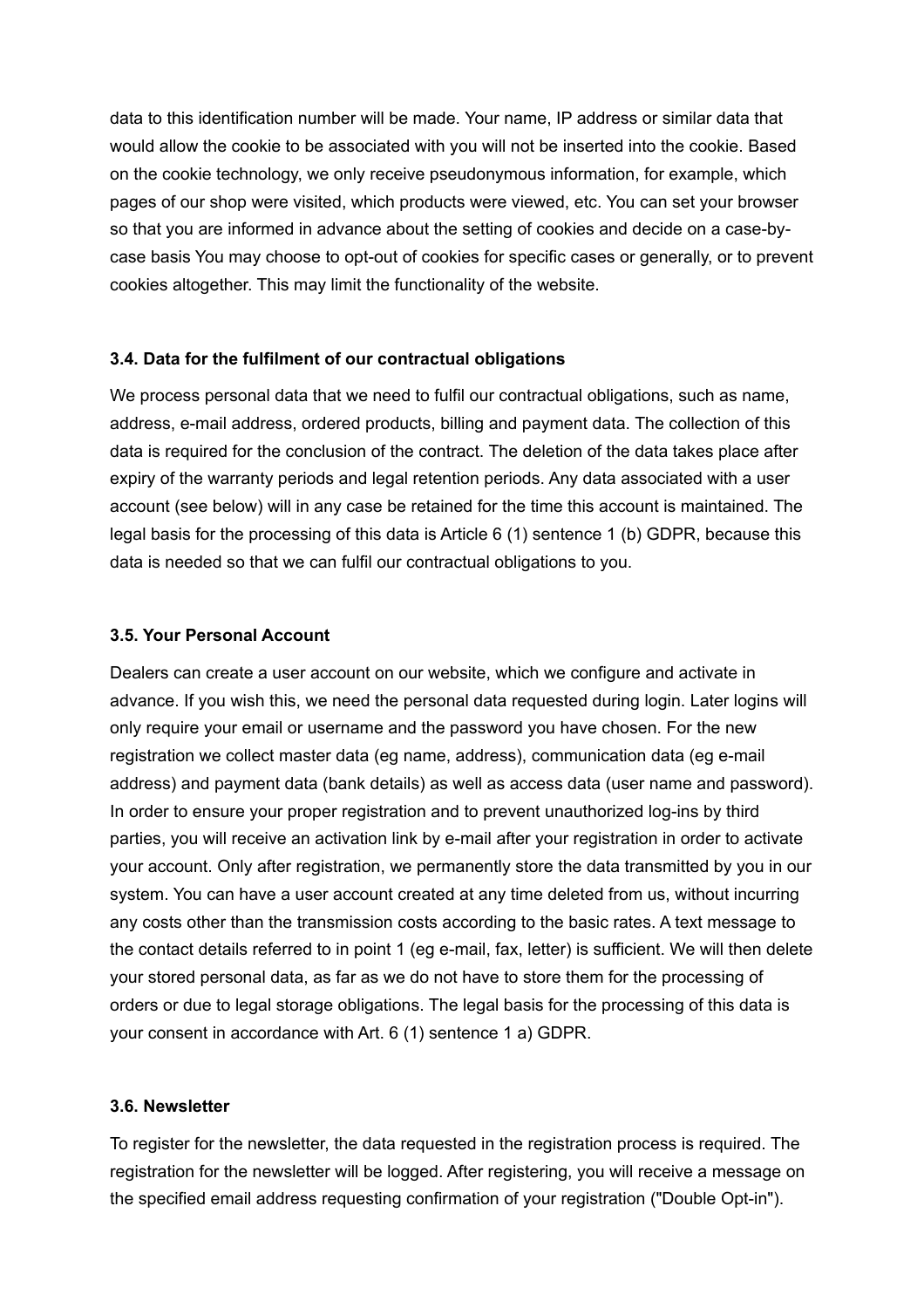data to this identification number will be made. Your name, IP address or similar data that would allow the cookie to be associated with you will not be inserted into the cookie. Based on the cookie technology, we only receive pseudonymous information, for example, which pages of our shop were visited, which products were viewed, etc. You can set your browser so that you are informed in advance about the setting of cookies and decide on a case-by-case basis You may choose to opt-out of cookies for specific cases or generally, or to prevent cookies altogether. This may limit the functionality of the website.

#### 3.4. Data for the fulfilment of our contractual obligations

We process personal data that we need to fulfil our contractual obligations, such as name, address, e-mail address, ordered products, billing and payment data. The collection of this data is required for the conclusion of the contract. The deletion of the data takes place after expiry of the warranty periods and legal retention periods. Any data associated with a user account (see below) will in any case be retained for the time this account is maintained. The legal basis for the processing of this data is Article 6 (1) sentence 1 (b) GDPR, because this data is needed so that we can fulfil our contractual obligations to you.

#### 3.5. Your Personal Account

Dealers can create a user account on our website, which we configure and activate in advance. If you wish this, we need the personal data requested during login. Later logins will only require your email or username and the password you have chosen. For the new registration we collect master data (eg name, address), communication data (eg e-mail address) and payment data (bank details) as well as access data (user name and password). In order to ensure your proper registration and to prevent unauthorized log-ins by third parties, you will receive an activation link by e-mail after your registration in order to activate your account. Only after registration, we permanently store the data transmitted by you in our system. You can have a user account created at any time deleted from us, without incurring any costs other than the transmission costs according to the basic rates. A text message to the contact details referred to in point 1 (eg e-mail, fax, letter) is sufficient. We will then delete your stored personal data, as far as we do not have to store them for the processing of orders or due to legal storage obligations. The legal basis for the processing of this data is your consent in accordance with Art. 6 (1) sentence 1 a) GDPR.

#### 3.6. Newsletter

To register for the newsletter, the data requested in the registration process is required. The registration for the newsletter will be logged. After registering, you will receive a message on the specified email address requesting confirmation of your registration ("Double Opt-in").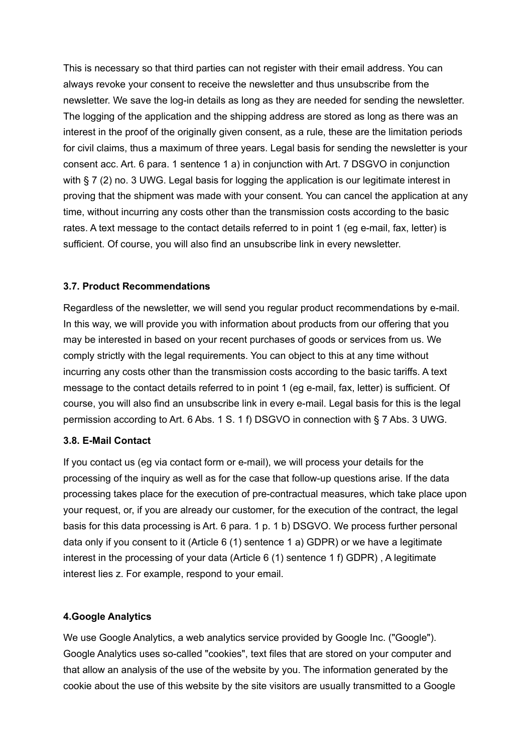This is necessary so that third parties can not register with their email address. You can always revoke your consent to receive the newsletter and thus unsubscribe from the newsletter. We save the log-in details as long as they are needed for sending the newsletter. The logging of the application and the shipping address are stored as long as there was an interest in the proof of the originally given consent, as a rule, these are the limitation periods for civil claims, thus a maximum of three years. Legal basis for sending the newsletter is your consent acc. Art. 6 para. 1 sentence 1 a) in conjunction with Art. 7 DSGVO in conjunction with § 7 (2) no. 3 UWG. Legal basis for logging the application is our legitimate interest in proving that the shipment was made with your consent. You can cancel the application at any time, without incurring any costs other than the transmission costs according to the basic rates. A text message to the contact details referred to in point 1 (eg e-mail, fax, letter) is sufficient. Of course, you will also find an unsubscribe link in every newsletter.

### 3.7. Product Recommendations

Regardless of the newsletter, we will send you regular product recommendations by e-mail. In this way, we will provide you with information about products from our offering that you may be interested in based on your recent purchases of goods or services from us. We comply strictly with the legal requirements. You can object to this at any time without incurring any costs other than the transmission costs according to the basic tariffs. A text message to the contact details referred to in point 1 (eg e-mail, fax, letter) is sufficient. Of course, you will also find an unsubscribe link in every e-mail. Legal basis for this is the legal permission according to Art. 6 Abs. 1 S. 1 f) DSGVO in connection with § 7 Abs. 3 UWG.

### 3.8. E-Mail Contact

If you contact us (eg via contact form or e-mail), we will process your details for the processing of the inquiry as well as for the case that follow-up questions arise. If the data processing takes place for the execution of pre-contractual measures, which take place upon your request, or, if you are already our customer, for the execution of the contract, the legal basis for this data processing is Art. 6 para. 1 p. 1 b) DSGVO. We process further personal data only if you consent to it (Article 6 (1) sentence 1 a) GDPR) or we have a legitimate interest in the processing of your data (Article 6 (1) sentence 1 f) GDPR) , A legitimate interest lies z. For example, respond to your email.

## 4.Google Analytics

We use Google Analytics, a web analytics service provided by Google Inc. ("Google"). Google Analytics uses so-called "cookies", text files that are stored on your computer and that allow an analysis of the use of the website by you. The information generated by the cookie about the use of this website by the site visitors are usually transmitted to a Google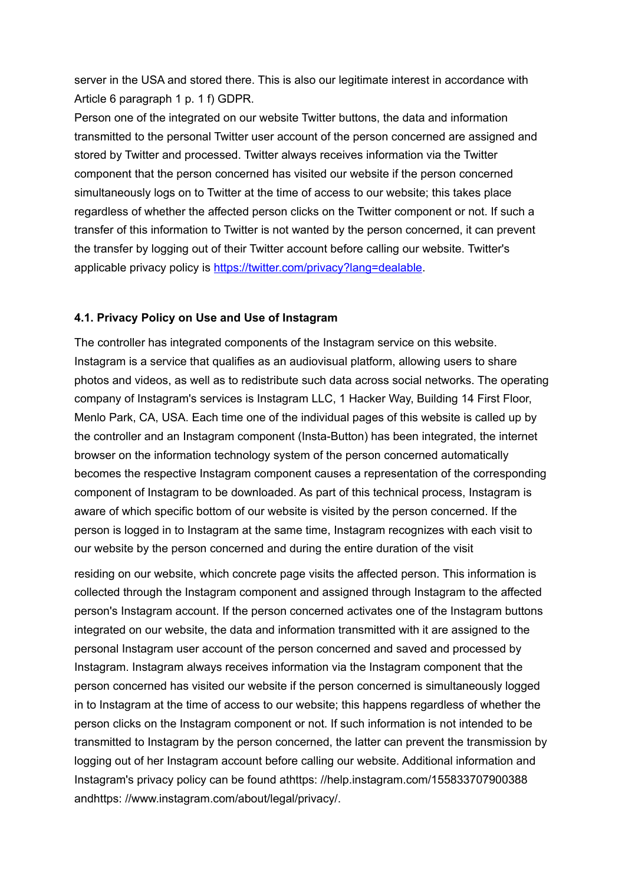server in the USA and stored there. This is also our legitimate interest in accordance with Article 6 paragraph 1 p. 1 f) GDPR.

Person one of the integrated on our website Twitter buttons, the data and information transmitted to the personal Twitter user account of the person concerned are assigned and stored by Twitter and processed. Twitter always receives information via the Twitter component that the person concerned has visited our website if the person concerned simultaneously logs on to Twitter at the time of access to our website; this takes place regardless of whether the affected person clicks on the Twitter component or not. If such a transfer of this information to Twitter is not wanted by the person concerned, it can prevent the transfer by logging out of their Twitter account before calling our website. Twitter's applicable privacy policy is [https://twitter.com/privacy?lang=dealable](https://twitter.com/privacy?lang=dealable).

### 4.1. Privacy Policy on Use and Use of Instagram

The controller has integrated components of the Instagram service on this website. Instagram is a service that qualifies as an audiovisual platform, allowing users to share photos and videos, as well as to redistribute such data across social networks. The operating company of Instagram's services is Instagram LLC, 1 Hacker Way, Building 14 First Floor, Menlo Park, CA, USA. Each time one of the individual pages of this website is called up by the controller and an Instagram component (Insta-Button) has been integrated, the internet browser on the information technology system of the person concerned automatically becomes the respective Instagram component causes a representation of the corresponding component of Instagram to be downloaded. As part of this technical process, Instagram is aware of which specific bottom of our website is visited by the person concerned. If the person is logged in to Instagram at the same time, Instagram recognizes with each visit to our website by the person concerned and during the entire duration of the visit

residing on our website, which concrete page visits the affected person. This information is collected through the Instagram component and assigned through Instagram to the affected person's Instagram account. If the person concerned activates one of the Instagram buttons integrated on our website, the data and information transmitted with it are assigned to the personal Instagram user account of the person concerned and saved and processed by Instagram. Instagram always receives information via the Instagram component that the person concerned has visited our website if the person concerned is simultaneously logged in to Instagram at the time of access to our website; this happens regardless of whether the person clicks on the Instagram component or not. If such information is not intended to be transmitted to Instagram by the person concerned, the latter can prevent the transmission by logging out of her Instagram account before calling our website. Additional information and Instagram's privacy policy can be found athttps: //help.instagram.com/155833707900388 andhttps: //www.instagram.com/about/legal/privacy/.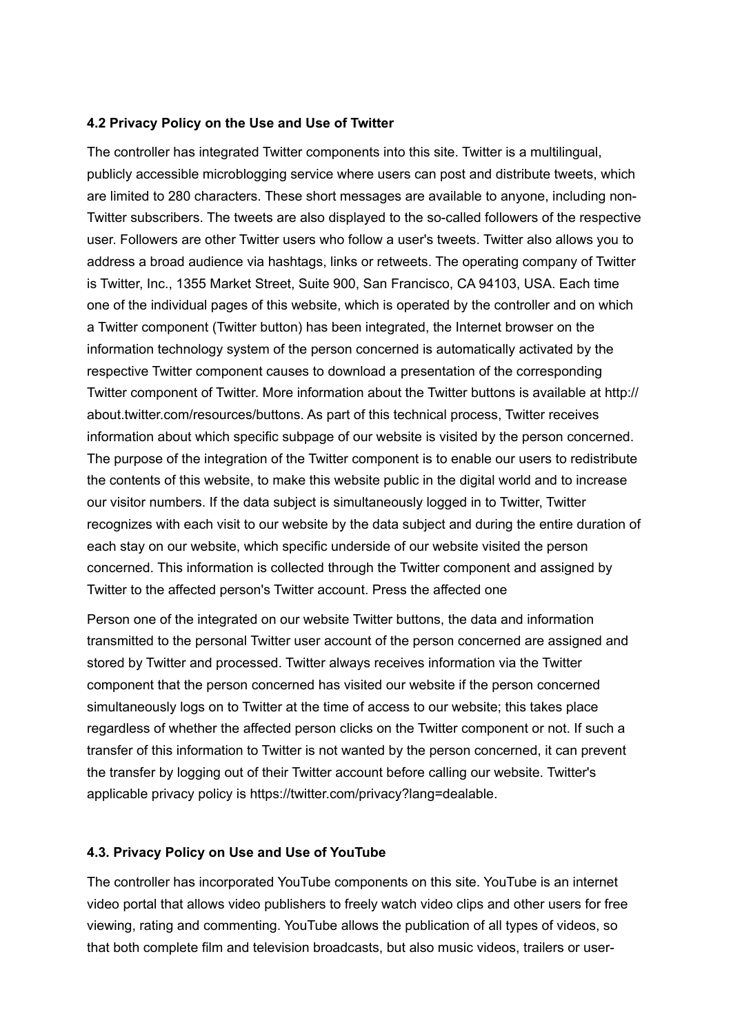**4.2 Privacy Policy on the Use and Use of Twitter**

The controller has integrated Twitter components into this site. Twitter is a multilingual, publicly accessible microblogging service where users can post and distribute tweets, which are limited to 280 characters. These short messages are available to anyone, including non-Twitter subscribers. The tweets are also displayed to the so-called followers of the respective user. Followers are other Twitter users who follow a user's tweets. Twitter also allows you to address a broad audience via hashtags, links or retweets. The operating company of Twitter is Twitter, Inc., 1355 Market Street, Suite 900, San Francisco, CA 94103, USA. Each time one of the individual pages of this website, which is operated by the controller and on which a Twitter component (Twitter button) has been integrated, the Internet browser on the information technology system of the person concerned is automatically activated by the respective Twitter component causes to download a presentation of the corresponding Twitter component of Twitter. More information about the Twitter buttons is available at http://about.twitter.com/resources/buttons. As part of this technical process, Twitter receives information about which specific subpage of our website is visited by the person concerned. The purpose of the integration of the Twitter component is to enable our users to redistribute the contents of this website, to make this website public in the digital world and to increase our visitor numbers. If the data subject is simultaneously logged in to Twitter, Twitter recognizes with each visit to our website by the data subject and during the entire duration of each stay on our website, which specific underside of our website visited the person concerned. This information is collected through the Twitter component and assigned by Twitter to the affected person's Twitter account. Press the affected one

Person one of the integrated on our website Twitter buttons, the data and information transmitted to the personal Twitter user account of the person concerned are assigned and stored by Twitter and processed. Twitter always receives information via the Twitter component that the person concerned has visited our website if the person concerned simultaneously logs on to Twitter at the time of access to our website; this takes place regardless of whether the affected person clicks on the Twitter component or not. If such a transfer of this information to Twitter is not wanted by the person concerned, it can prevent the transfer by logging out of their Twitter account before calling our website. Twitter's applicable privacy policy is https://twitter.com/privacy?lang=dealable.

**4.3. Privacy Policy on Use and Use of YouTube**

The controller has incorporated YouTube components on this site. YouTube is an internet video portal that allows video publishers to freely watch video clips and other users for free viewing, rating and commenting. YouTube allows the publication of all types of videos, so that both complete film and television broadcasts, but also music videos, trailers or user-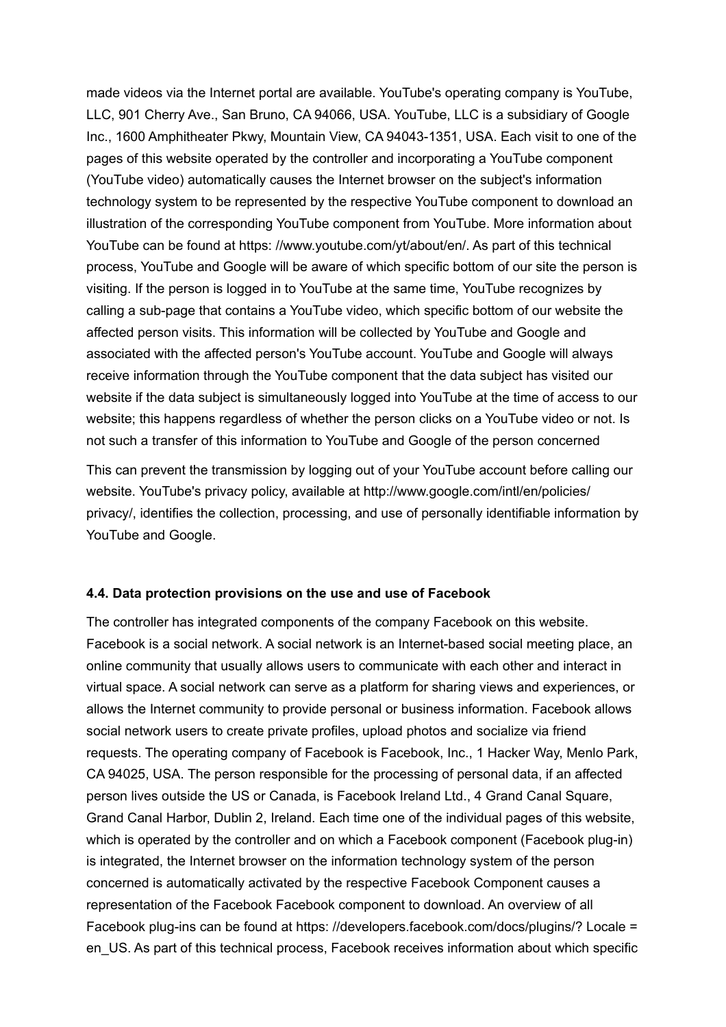made videos via the Internet portal are available. YouTube's operating company is YouTube, LLC, 901 Cherry Ave., San Bruno, CA 94066, USA. YouTube, LLC is a subsidiary of Google Inc., 1600 Amphitheater Pkwy, Mountain View, CA 94043-1351, USA. Each visit to one of the pages of this website operated by the controller and incorporating a YouTube component (YouTube video) automatically causes the Internet browser on the subject's information technology system to be represented by the respective YouTube component to download an illustration of the corresponding YouTube component from YouTube. More information about YouTube can be found at https: //www.youtube.com/yt/about/en/. As part of this technical process, YouTube and Google will be aware of which specific bottom of our site the person is visiting. If the person is logged in to YouTube at the same time, YouTube recognizes by calling a sub-page that contains a YouTube video, which specific bottom of our website the affected person visits. This information will be collected by YouTube and Google and associated with the affected person's YouTube account. YouTube and Google will always receive information through the YouTube component that the data subject has visited our website if the data subject is simultaneously logged into YouTube at the time of access to our website; this happens regardless of whether the person clicks on a YouTube video or not. Is not such a transfer of this information to YouTube and Google of the person concerned

This can prevent the transmission by logging out of your YouTube account before calling our website. YouTube's privacy policy, available at http://www.google.com/intl/en/policies/privacy/, identifies the collection, processing, and use of personally identifiable information by YouTube and Google.

#### 4.4. Data protection provisions on the use and use of Facebook

The controller has integrated components of the company Facebook on this website. Facebook is a social network. A social network is an Internet-based social meeting place, an online community that usually allows users to communicate with each other and interact in virtual space. A social network can serve as a platform for sharing views and experiences, or allows the Internet community to provide personal or business information. Facebook allows social network users to create private profiles, upload photos and socialize via friend requests. The operating company of Facebook is Facebook, Inc., 1 Hacker Way, Menlo Park, CA 94025, USA. The person responsible for the processing of personal data, if an affected person lives outside the US or Canada, is Facebook Ireland Ltd., 4 Grand Canal Square, Grand Canal Harbor, Dublin 2, Ireland. Each time one of the individual pages of this website, which is operated by the controller and on which a Facebook component (Facebook plug-in) is integrated, the Internet browser on the information technology system of the person concerned is automatically activated by the respective Facebook Component causes a representation of the Facebook Facebook component to download. An overview of all Facebook plug-ins can be found at https: //developers.facebook.com/docs/plugins/? Locale = en_US. As part of this technical process, Facebook receives information about which specific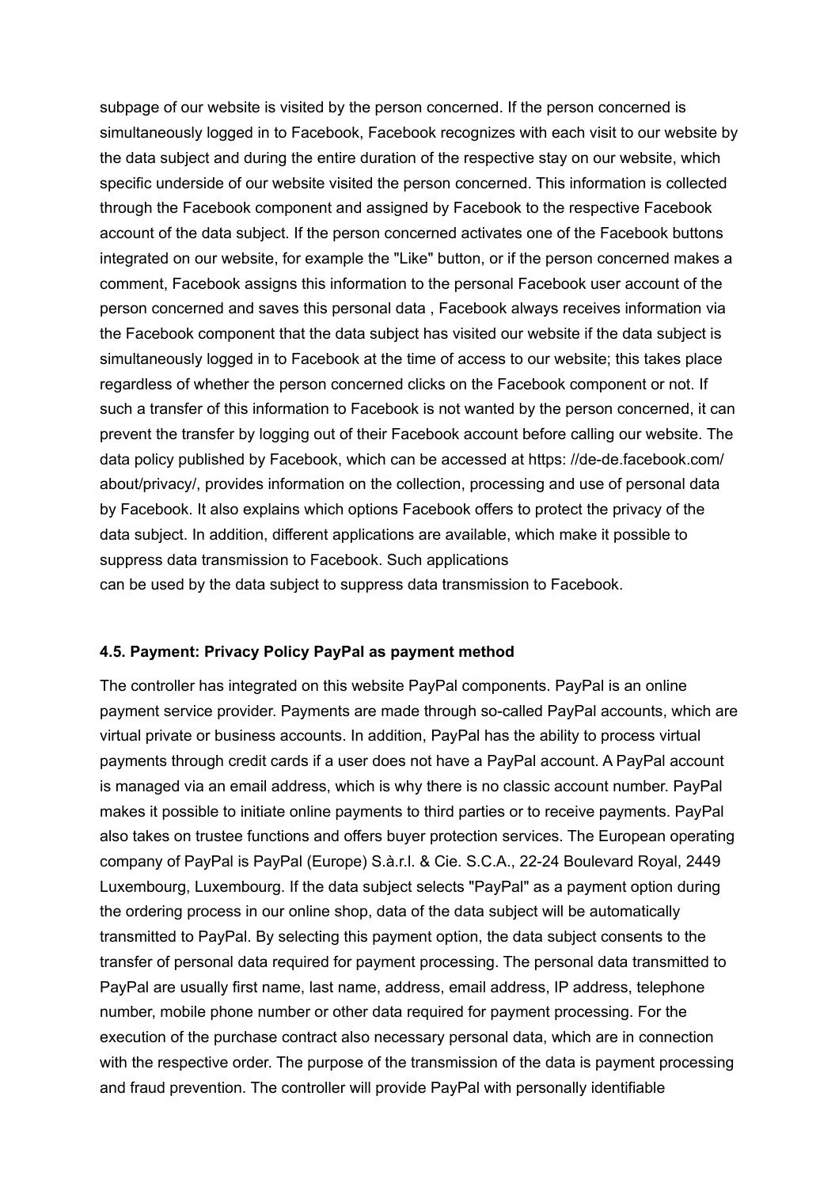subpage of our website is visited by the person concerned. If the person concerned is simultaneously logged in to Facebook, Facebook recognizes with each visit to our website by the data subject and during the entire duration of the respective stay on our website, which specific underside of our website visited the person concerned. This information is collected through the Facebook component and assigned by Facebook to the respective Facebook account of the data subject. If the person concerned activates one of the Facebook buttons integrated on our website, for example the "Like" button, or if the person concerned makes a comment, Facebook assigns this information to the personal Facebook user account of the person concerned and saves this personal data , Facebook always receives information via the Facebook component that the data subject has visited our website if the data subject is simultaneously logged in to Facebook at the time of access to our website; this takes place regardless of whether the person concerned clicks on the Facebook component or not. If such a transfer of this information to Facebook is not wanted by the person concerned, it can prevent the transfer by logging out of their Facebook account before calling our website. The data policy published by Facebook, which can be accessed at https: //de-de.facebook.com/ about/privacy/, provides information on the collection, processing and use of personal data by Facebook. It also explains which options Facebook offers to protect the privacy of the data subject. In addition, different applications are available, which make it possible to suppress data transmission to Facebook. Such applications
can be used by the data subject to suppress data transmission to Facebook.

**4.5. Payment: Privacy Policy PayPal as payment method**

The controller has integrated on this website PayPal components. PayPal is an online payment service provider. Payments are made through so-called PayPal accounts, which are virtual private or business accounts. In addition, PayPal has the ability to process virtual payments through credit cards if a user does not have a PayPal account. A PayPal account is managed via an email address, which is why there is no classic account number. PayPal makes it possible to initiate online payments to third parties or to receive payments. PayPal also takes on trustee functions and offers buyer protection services. The European operating company of PayPal is PayPal (Europe) S.à.r.l. & Cie. S.C.A., 22-24 Boulevard Royal, 2449 Luxembourg, Luxembourg. If the data subject selects "PayPal" as a payment option during the ordering process in our online shop, data of the data subject will be automatically transmitted to PayPal. By selecting this payment option, the data subject consents to the transfer of personal data required for payment processing. The personal data transmitted to PayPal are usually first name, last name, address, email address, IP address, telephone number, mobile phone number or other data required for payment processing. For the execution of the purchase contract also necessary personal data, which are in connection with the respective order. The purpose of the transmission of the data is payment processing and fraud prevention. The controller will provide PayPal with personally identifiable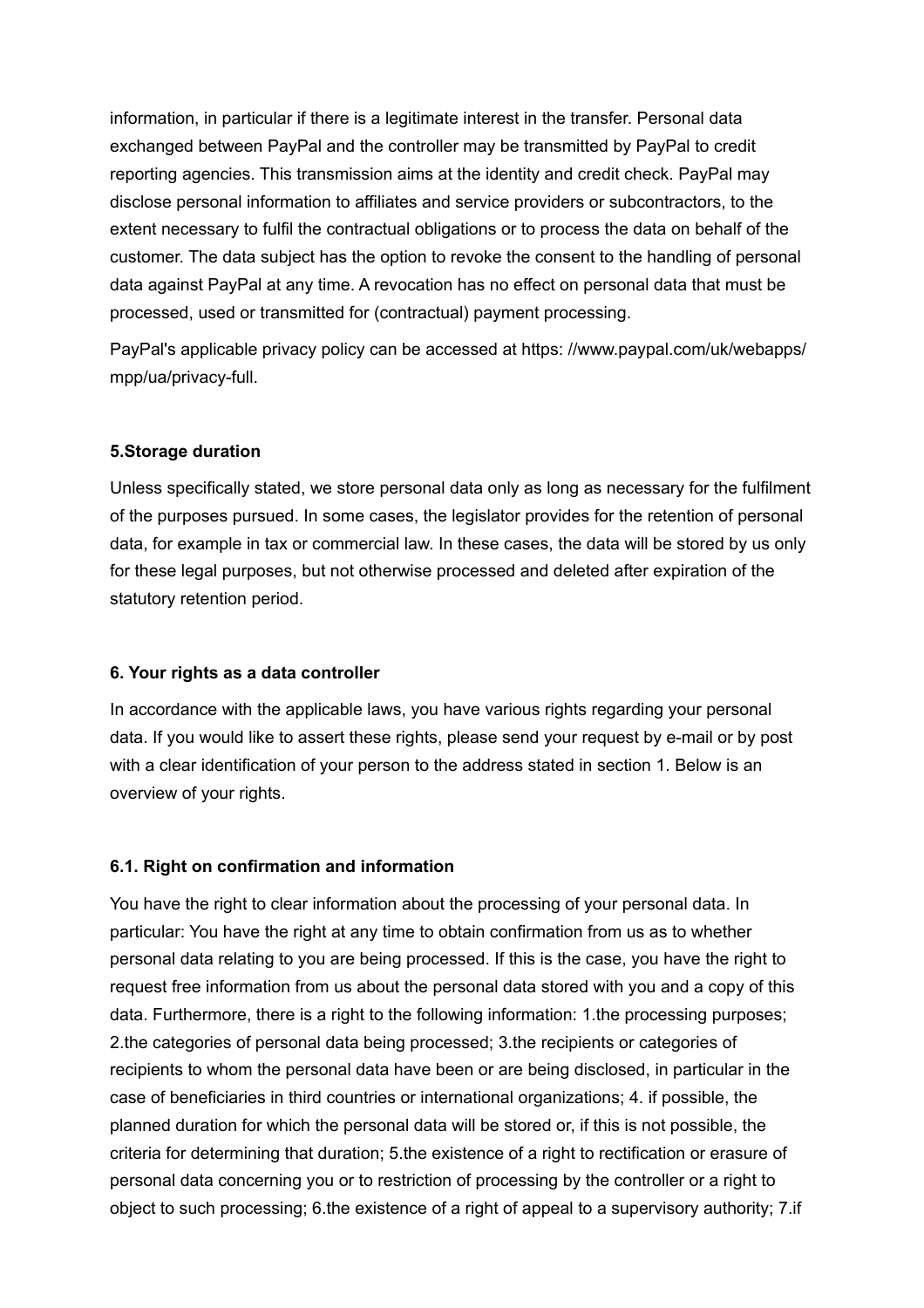information, in particular if there is a legitimate interest in the transfer. Personal data exchanged between PayPal and the controller may be transmitted by PayPal to credit reporting agencies. This transmission aims at the identity and credit check. PayPal may disclose personal information to affiliates and service providers or subcontractors, to the extent necessary to fulfil the contractual obligations or to process the data on behalf of the customer. The data subject has the option to revoke the consent to the handling of personal data against PayPal at any time. A revocation has no effect on personal data that must be processed, used or transmitted for (contractual) payment processing.

PayPal's applicable privacy policy can be accessed at https: //www.paypal.com/uk/webapps/mpp/ua/privacy-full.

**5.Storage duration**

Unless specifically stated, we store personal data only as long as necessary for the fulfilment of the purposes pursued. In some cases, the legislator provides for the retention of personal data, for example in tax or commercial law. In these cases, the data will be stored by us only for these legal purposes, but not otherwise processed and deleted after expiration of the statutory retention period.

**6. Your rights as a data controller**

In accordance with the applicable laws, you have various rights regarding your personal data. If you would like to assert these rights, please send your request by e-mail or by post with a clear identification of your person to the address stated in section 1. Below is an overview of your rights.

**6.1. Right on confirmation and information**

You have the right to clear information about the processing of your personal data. In particular: You have the right at any time to obtain confirmation from us as to whether personal data relating to you are being processed. If this is the case, you have the right to request free information from us about the personal data stored with you and a copy of this data. Furthermore, there is a right to the following information: 1.the processing purposes; 2.the categories of personal data being processed; 3.the recipients or categories of recipients to whom the personal data have been or are being disclosed, in particular in the case of beneficiaries in third countries or international organizations; 4. if possible, the planned duration for which the personal data will be stored or, if this is not possible, the criteria for determining that duration; 5.the existence of a right to rectification or erasure of personal data concerning you or to restriction of processing by the controller or a right to object to such processing; 6.the existence of a right of appeal to a supervisory authority; 7.if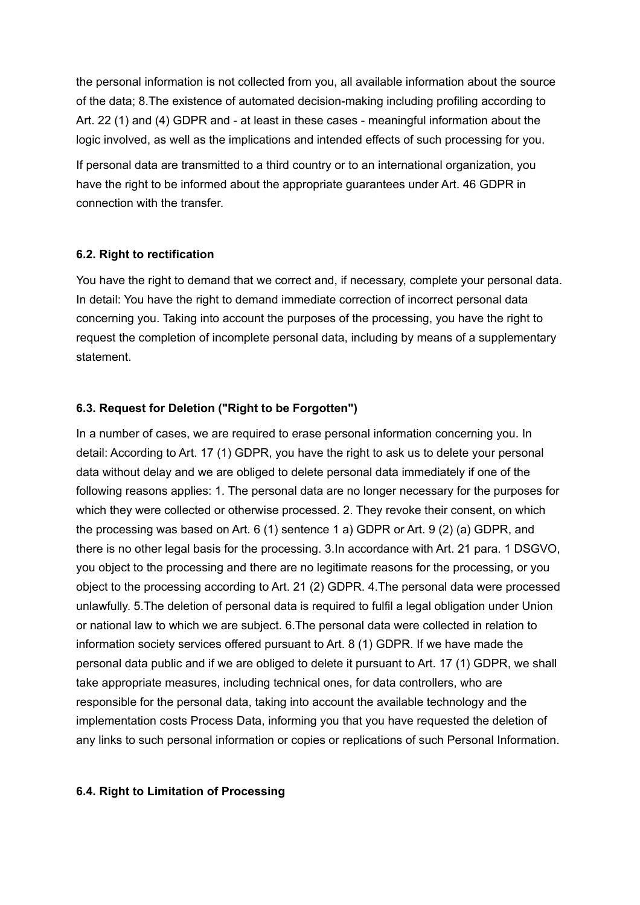the personal information is not collected from you, all available information about the source of the data; 8.The existence of automated decision-making including profiling according to Art. 22 (1) and (4) GDPR and - at least in these cases - meaningful information about the logic involved, as well as the implications and intended effects of such processing for you.

If personal data are transmitted to a third country or to an international organization, you have the right to be informed about the appropriate guarantees under Art. 46 GDPR in connection with the transfer.

**6.2. Right to rectification**

You have the right to demand that we correct and, if necessary, complete your personal data. In detail: You have the right to demand immediate correction of incorrect personal data concerning you. Taking into account the purposes of the processing, you have the right to request the completion of incomplete personal data, including by means of a supplementary statement.

**6.3. Request for Deletion ("Right to be Forgotten")**

In a number of cases, we are required to erase personal information concerning you. In detail: According to Art. 17 (1) GDPR, you have the right to ask us to delete your personal data without delay and we are obliged to delete personal data immediately if one of the following reasons applies: 1. The personal data are no longer necessary for the purposes for which they were collected or otherwise processed. 2. They revoke their consent, on which the processing was based on Art. 6 (1) sentence 1 a) GDPR or Art. 9 (2) (a) GDPR, and there is no other legal basis for the processing. 3.In accordance with Art. 21 para. 1 DSGVO, you object to the processing and there are no legitimate reasons for the processing, or you object to the processing according to Art. 21 (2) GDPR. 4.The personal data were processed unlawfully. 5.The deletion of personal data is required to fulfil a legal obligation under Union or national law to which we are subject. 6.The personal data were collected in relation to information society services offered pursuant to Art. 8 (1) GDPR. If we have made the personal data public and if we are obliged to delete it pursuant to Art. 17 (1) GDPR, we shall take appropriate measures, including technical ones, for data controllers, who are responsible for the personal data, taking into account the available technology and the implementation costs Process Data, informing you that you have requested the deletion of any links to such personal information or copies or replications of such Personal Information.

**6.4. Right to Limitation of Processing**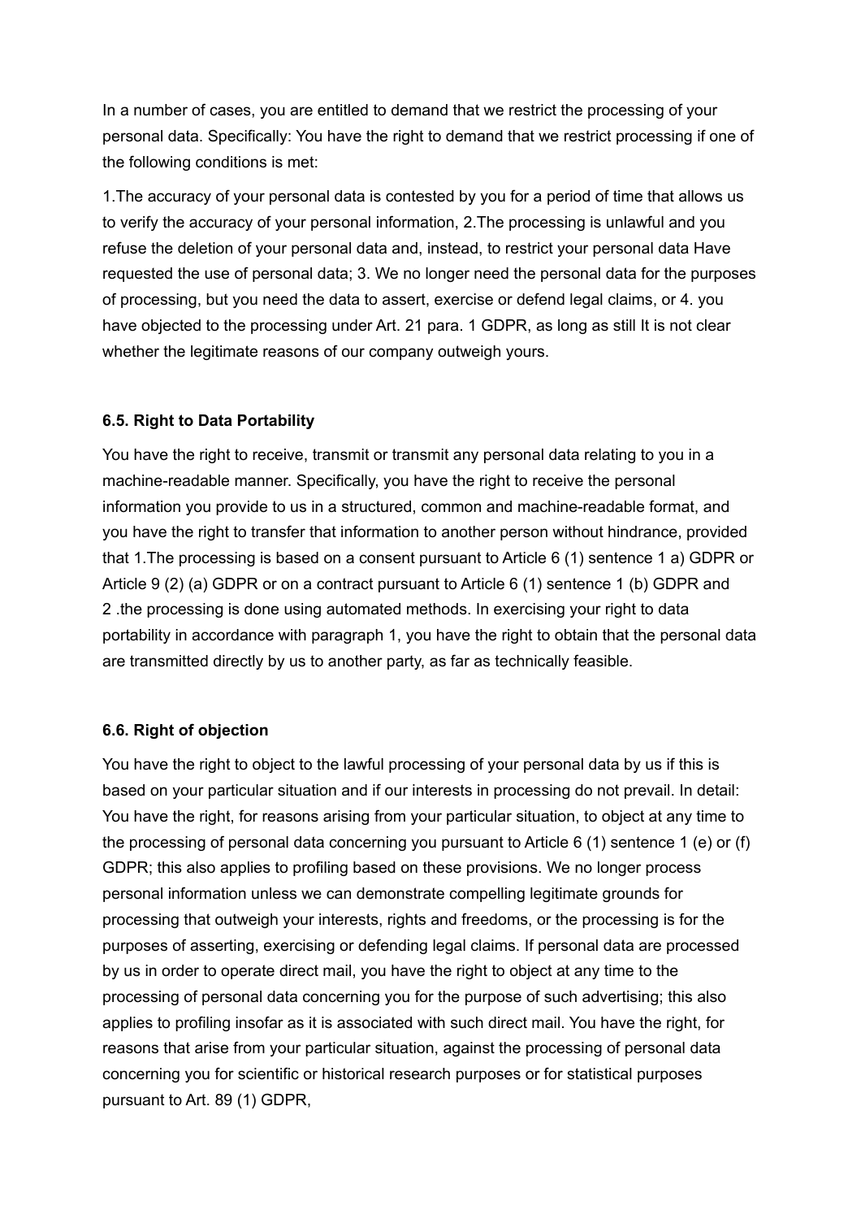In a number of cases, you are entitled to demand that we restrict the processing of your personal data. Specifically: You have the right to demand that we restrict processing if one of the following conditions is met:

1.The accuracy of your personal data is contested by you for a period of time that allows us to verify the accuracy of your personal information, 2.The processing is unlawful and you refuse the deletion of your personal data and, instead, to restrict your personal data Have requested the use of personal data; 3. We no longer need the personal data for the purposes of processing, but you need the data to assert, exercise or defend legal claims, or 4. you have objected to the processing under Art. 21 para. 1 GDPR, as long as still It is not clear whether the legitimate reasons of our company outweigh yours.

**6.5. Right to Data Portability**

You have the right to receive, transmit or transmit any personal data relating to you in a machine-readable manner. Specifically, you have the right to receive the personal information you provide to us in a structured, common and machine-readable format, and you have the right to transfer that information to another person without hindrance, provided that 1.The processing is based on a consent pursuant to Article 6 (1) sentence 1 a) GDPR or Article 9 (2) (a) GDPR or on a contract pursuant to Article 6 (1) sentence 1 (b) GDPR and 2 .the processing is done using automated methods. In exercising your right to data portability in accordance with paragraph 1, you have the right to obtain that the personal data are transmitted directly by us to another party, as far as technically feasible.

**6.6. Right of objection**

You have the right to object to the lawful processing of your personal data by us if this is based on your particular situation and if our interests in processing do not prevail. In detail: You have the right, for reasons arising from your particular situation, to object at any time to the processing of personal data concerning you pursuant to Article 6 (1) sentence 1 (e) or (f) GDPR; this also applies to profiling based on these provisions. We no longer process personal information unless we can demonstrate compelling legitimate grounds for processing that outweigh your interests, rights and freedoms, or the processing is for the purposes of asserting, exercising or defending legal claims. If personal data are processed by us in order to operate direct mail, you have the right to object at any time to the processing of personal data concerning you for the purpose of such advertising; this also applies to profiling insofar as it is associated with such direct mail. You have the right, for reasons that arise from your particular situation, against the processing of personal data concerning you for scientific or historical research purposes or for statistical purposes pursuant to Art. 89 (1) GDPR,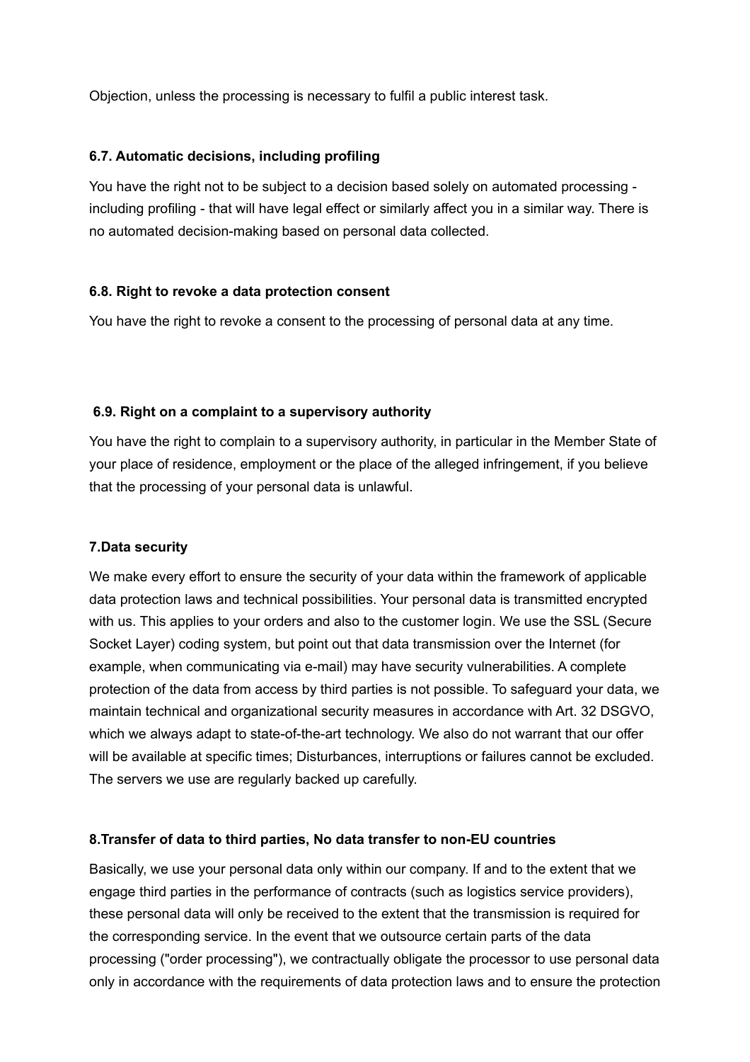Objection, unless the processing is necessary to fulfil a public interest task.

### 6.7. Automatic decisions, including profiling

You have the right not to be subject to a decision based solely on automated processing - including profiling - that will have legal effect or similarly affect you in a similar way. There is no automated decision-making based on personal data collected.

### 6.8. Right to revoke a data protection consent

You have the right to revoke a consent to the processing of personal data at any time.

### 6.9. Right on a complaint to a supervisory authority

You have the right to complain to a supervisory authority, in particular in the Member State of your place of residence, employment or the place of the alleged infringement, if you believe that the processing of your personal data is unlawful.

## 7.Data security

We make every effort to ensure the security of your data within the framework of applicable data protection laws and technical possibilities. Your personal data is transmitted encrypted with us. This applies to your orders and also to the customer login. We use the SSL (Secure Socket Layer) coding system, but point out that data transmission over the Internet (for example, when communicating via e-mail) may have security vulnerabilities. A complete protection of the data from access by third parties is not possible. To safeguard your data, we maintain technical and organizational security measures in accordance with Art. 32 DSGVO, which we always adapt to state-of-the-art technology. We also do not warrant that our offer will be available at specific times; Disturbances, interruptions or failures cannot be excluded. The servers we use are regularly backed up carefully.

## 8.Transfer of data to third parties, No data transfer to non-EU countries

Basically, we use your personal data only within our company. If and to the extent that we engage third parties in the performance of contracts (such as logistics service providers), these personal data will only be received to the extent that the transmission is required for the corresponding service. In the event that we outsource certain parts of the data processing ("order processing"), we contractually obligate the processor to use personal data only in accordance with the requirements of data protection laws and to ensure the protection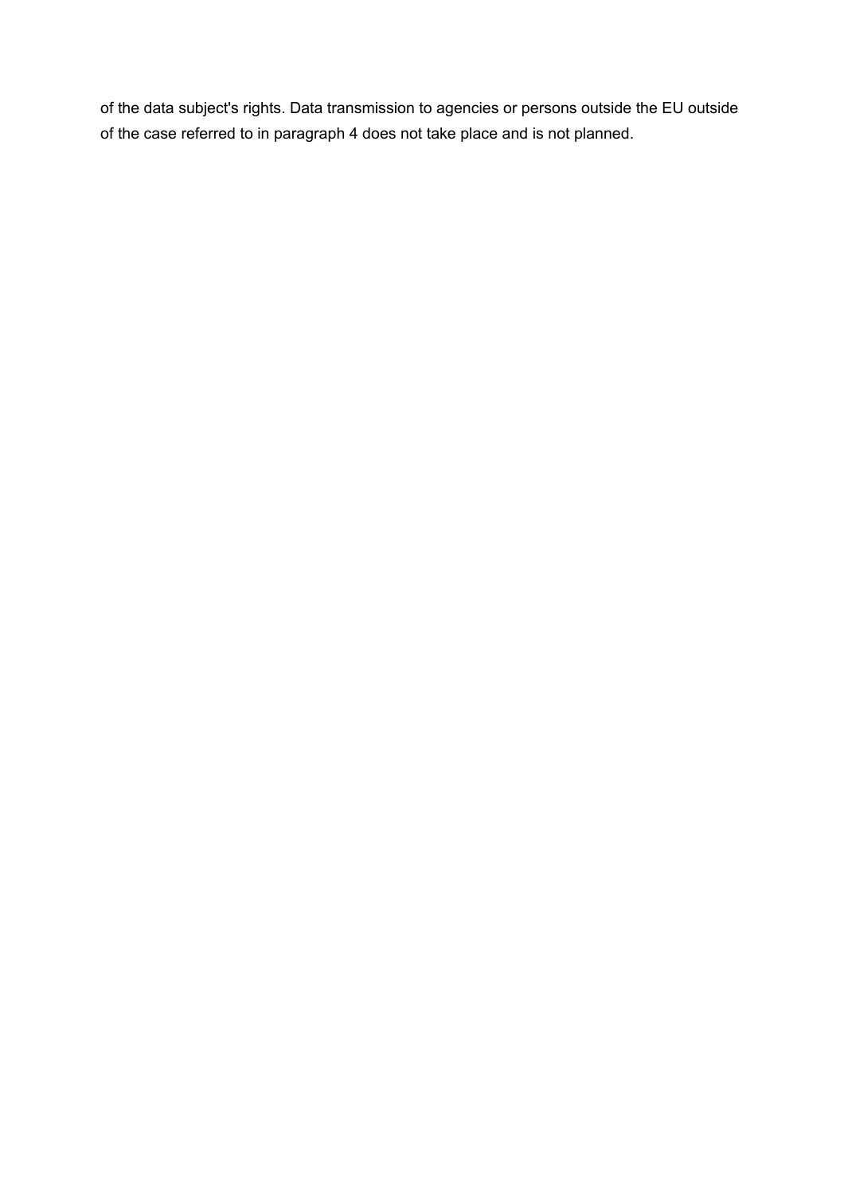of the data subject's rights. Data transmission to agencies or persons outside the EU outside of the case referred to in paragraph 4 does not take place and is not planned.